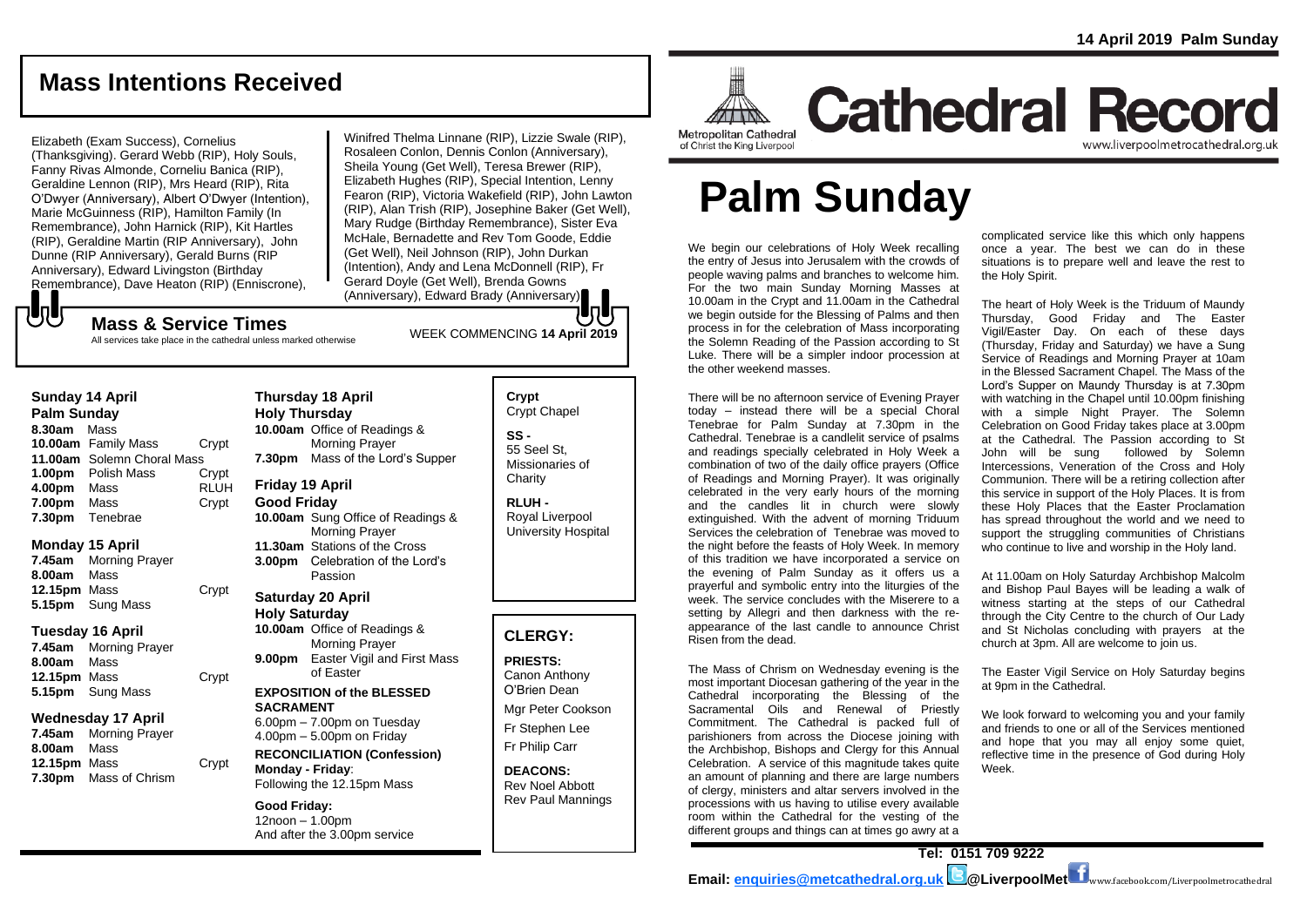## Mass Intentions Received

Elizabeth (Exam Success), Cornelius (Thanksgiving). Gerard Webb (RIP), Holy Souls, Fanny Rivas Almonde, Corneliu Banica (RIP), Geraldine Lennon (RIP), Mrs Heard (RIP), Rita O'Dwyer (Anniversary), Albert O'Dwyer (Intention), Marie McGuinness (RIP), Hamilton Family (In Remembrance), John Harnick (RIP), Kit Hartles (RIP), Geraldine Martin (RIP Anniversary), John Dunne (RIP Anniversary), Gerald Burns (RIP Anniversary), Edward Livingston (Birthday Remembrance), Dave Heaton (RIP) (Enniscrone), Winifred Thelma Linnane (RIP), Lizzie Swale (RIP), Rosaleen Conlon, Dennis Conlon (Anniversary), Sheila Young (Get Well), Teresa Brewer (RIP), Elizabeth Hughes (RIP), Special Intention, Lenny Fearon (RIP), Victoria Wakefield (RIP), John Lawton (RIP), Alan Trish (RIP), Josephine Baker (Get Well), Mary Rudge (Birthday Remembrance), Sister Eva McHale, Bernadette and Rev Tom Goode, Eddie (Get Well), Neil Johnson (RIP), John Durkan (Intention), Andy and Lena McDonnell (RIP), Fr Gerard Doyle (Get Well), Brenda Gowns (Anniversary), Edward Brady (Anniversary)

## Mass & Service Times

All services take place in the cathedral unless marked otherwise

WEEK COMMENCING **14 April 2019**

### Sunday 14 April
**Palm Sunday**

**8.30am** Mass
**10.00am** Family Mass — Crypt
**11.00am** Solemn Choral Mass
**1.00pm** Polish Mass — Crypt
**4.00pm** Mass — RLUH
**7.00pm** Mass — Crypt
**7.30pm** Tenebrae

### Monday 15 April

**7.45am** Morning Prayer
**8.00am** Mass
**12.15pm** Mass — Crypt
**5.15pm** Sung Mass

### Tuesday 16 April

**7.45am** Morning Prayer
**8.00am** Mass
**12.15pm** Mass — Crypt
**5.15pm** Sung Mass

### Wednesday 17 April

**7.45am** Morning Prayer
**8.00am** Mass
**12.15pm** Mass — Crypt
**7.30pm** Mass of Chrism

### Thursday 18 April
**Holy Thursday**

**10.00am** Office of Readings & Morning Prayer
**7.30pm** Mass of the Lord's Supper

### Friday 19 April
**Good Friday**

**10.00am** Sung Office of Readings & Morning Prayer
**11.30am** Stations of the Cross
**3.00pm** Celebration of the Lord's Passion

### Saturday 20 April
**Holy Saturday**

**10.00am** Office of Readings & Morning Prayer
**9.00pm** Easter Vigil and First Mass of Easter

**EXPOSITION of the BLESSED SACRAMENT**
6.00pm – 7.00pm on Tuesday
4.00pm – 5.00pm on Friday

**RECONCILIATION (Confession)**
**Monday - Friday**:
Following the 12.15pm Mass

**Good Friday:**
12noon – 1.00pm
And after the 3.00pm service

**Crypt**
Crypt Chapel

**SS -**
55 Seel St, Missionaries of Charity

**RLUH -**
Royal Liverpool University Hospital

## CLERGY:

**PRIESTS:**
Canon Anthony O'Brien Dean
Mgr Peter Cookson
Fr Stephen Lee
Fr Philip Carr

**DEACONS:**
Rev Noel Abbott
Rev Paul Mannings

14 April 2019 Palm Sunday

Metropolitan Cathedral of Christ the King Liverpool

# Cathedral Record

www.liverpoolmetrocathedral.org.uk

# Palm Sunday

We begin our celebrations of Holy Week recalling the entry of Jesus into Jerusalem with the crowds of people waving palms and branches to welcome him. For the two main Sunday Morning Masses at 10.00am in the Crypt and 11.00am in the Cathedral we begin outside for the Blessing of Palms and then process in for the celebration of Mass incorporating the Solemn Reading of the Passion according to St Luke. There will be a simpler indoor procession at the other weekend masses.

There will be no afternoon service of Evening Prayer today – instead there will be a special Choral Tenebrae for Palm Sunday at 7.30pm in the Cathedral. Tenebrae is a candlelit service of psalms and readings specially celebrated in Holy Week a combination of two of the daily office prayers (Office of Readings and Morning Prayer). It was originally celebrated in the very early hours of the morning and the candles lit in church were slowly extinguished. With the advent of morning Triduum Services the celebration of Tenebrae was moved to the night before the feasts of Holy Week. In memory of this tradition we have incorporated a service on the evening of Palm Sunday as it offers us a prayerful and symbolic entry into the liturgies of the week. The service concludes with the Miserere to a setting by Allegri and then darkness with the re-appearance of the last candle to announce Christ Risen from the dead.

The Mass of Chrism on Wednesday evening is the most important Diocesan gathering of the year in the Cathedral incorporating the Blessing of the Sacramental Oils and Renewal of Priestly Commitment. The Cathedral is packed full of parishioners from across the Diocese joining with the Archbishop, Bishops and Clergy for this Annual Celebration. A service of this magnitude takes quite an amount of planning and there are large numbers of clergy, ministers and altar servers involved in the processions with us having to utilise every available room within the Cathedral for the vesting of the different groups and things can at times go awry at a complicated service like this which only happens once a year. The best we can do in these situations is to prepare well and leave the rest to the Holy Spirit.

The heart of Holy Week is the Triduum of Maundy Thursday, Good Friday and The Easter Vigil/Easter Day. On each of these days (Thursday, Friday and Saturday) we have a Sung Service of Readings and Morning Prayer at 10am in the Blessed Sacrament Chapel. The Mass of the Lord's Supper on Maundy Thursday is at 7.30pm with watching in the Chapel until 10.00pm finishing with a simple Night Prayer. The Solemn Celebration on Good Friday takes place at 3.00pm at the Cathedral. The Passion according to St John will be sung followed by Solemn Intercessions, Veneration of the Cross and Holy Communion. There will be a retiring collection after this service in support of the Holy Places. It is from these Holy Places that the Easter Proclamation has spread throughout the world and we need to support the struggling communities of Christians who continue to live and worship in the Holy land.

At 11.00am on Holy Saturday Archbishop Malcolm and Bishop Paul Bayes will be leading a walk of witness starting at the steps of our Cathedral through the City Centre to the church of Our Lady and St Nicholas concluding with prayers at the church at 3pm. All are welcome to join us.

The Easter Vigil Service on Holy Saturday begins at 9pm in the Cathedral.

We look forward to welcoming you and your family and friends to one or all of the Services mentioned and hope that you may all enjoy some quiet, reflective time in the presence of God during Holy Week.

**Tel: 0151 709 9222**

**Email: enquiries@metcathedral.org.uk @LiverpoolMet** www.facebook.com/Liverpoolmetrocathedral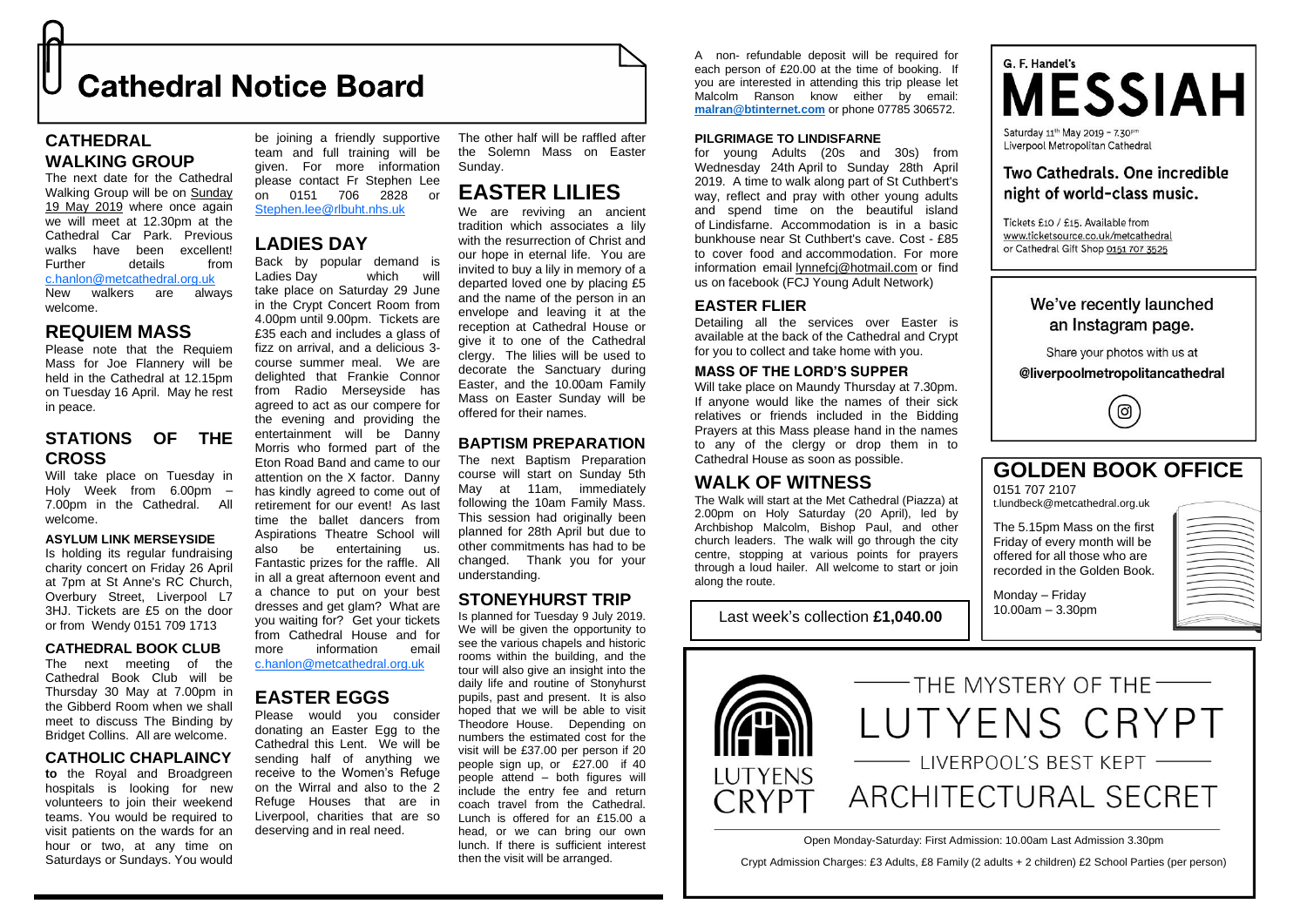# Cathedral Notice Board

## CATHEDRAL WALKING GROUP

The next date for the Cathedral Walking Group will be on Sunday 19 May 2019 where once again we will meet at 12.30pm at the Cathedral Car Park. Previous walks have been excellent! Further details from c.hanlon@metcathedral.org.uk New walkers are always welcome.

## REQUIEM MASS

Please note that the Requiem Mass for Joe Flannery will be held in the Cathedral at 12.15pm on Tuesday 16 April. May he rest in peace.

## STATIONS OF THE CROSS

Will take place on Tuesday in Holy Week from 6.00pm – 7.00pm in the Cathedral. All welcome.

### ASYLUM LINK MERSEYSIDE

Is holding its regular fundraising charity concert on Friday 26 April at 7pm at St Anne's RC Church, Overbury Street, Liverpool L7 3HJ. Tickets are £5 on the door or from Wendy 0151 709 1713

### CATHEDRAL BOOK CLUB

The next meeting of the Cathedral Book Club will be Thursday 30 May at 7.00pm in the Gibberd Room when we shall meet to discuss The Binding by Bridget Collins. All are welcome.

### CATHOLIC CHAPLAINCY

**to** the Royal and Broadgreen hospitals is looking for new volunteers to join their weekend teams. You would be required to visit patients on the wards for an hour or two, at any time on Saturdays or Sundays. You would be joining a friendly supportive team and full training will be given. For more information please contact Fr Stephen Lee on 0151 706 2828 or Stephen.lee@rlbuht.nhs.uk

## LADIES DAY

Back by popular demand is Ladies Day which will take place on Saturday 29 June in the Crypt Concert Room from 4.00pm until 9.00pm. Tickets are £35 each and includes a glass of fizz on arrival, and a delicious 3-course summer meal. We are delighted that Frankie Connor from Radio Merseyside has agreed to act as our compere for the evening and providing the entertainment will be Danny Morris who formed part of the Eton Road Band and came to our attention on the X factor. Danny has kindly agreed to come out of retirement for our event! As last time the ballet dancers from Aspirations Theatre School will also be entertaining us. Fantastic prizes for the raffle. All in all a great afternoon event and a chance to put on your best dresses and get glam? What are you waiting for? Get your tickets from Cathedral House and for more information email c.hanlon@metcathedral.org.uk

## EASTER EGGS

Please would you consider donating an Easter Egg to the Cathedral this Lent. We will be sending half of anything we receive to the Women's Refuge on the Wirral and also to the 2 Refuge Houses that are in Liverpool, charities that are so deserving and in real need. The other half will be raffled after the Solemn Mass on Easter Sunday.

## EASTER LILIES

We are reviving an ancient tradition which associates a lily with the resurrection of Christ and our hope in eternal life. You are invited to buy a lily in memory of a departed loved one by placing £5 and the name of the person in an envelope and leaving it at the reception at Cathedral House or give it to one of the Cathedral clergy. The lilies will be used to decorate the Sanctuary during Easter, and the 10.00am Family Mass on Easter Sunday will be offered for their names.

### BAPTISM PREPARATION

The next Baptism Preparation course will start on Sunday 5th May at 11am, immediately following the 10am Family Mass. This session had originally been planned for 28th April but due to other commitments has had to be changed. Thank you for your understanding.

### STONEYHURST TRIP

Is planned for Tuesday 9 July 2019. We will be given the opportunity to see the various chapels and historic rooms within the building, and the tour will also give an insight into the daily life and routine of Stonyhurst pupils, past and present. It is also hoped that we will be able to visit Theodore House. Depending on numbers the estimated cost for the visit will be £37.00 per person if 20 people sign up, or £27.00 if 40 people attend – both figures will include the entry fee and return coach travel from the Cathedral. Lunch is offered for an £15.00 a head, or we can bring our own lunch. If there is sufficient interest then the visit will be arranged. A non- refundable deposit will be required for each person of £20.00 at the time of booking. If you are interested in attending this trip please let Malcolm Ranson know either by email: **malran@btinternet.com** or phone 07785 306572.

### PILGRIMAGE TO LINDISFARNE

for young Adults (20s and 30s) from Wednesday 24th April to Sunday 28th April 2019. A time to walk along part of St Cuthbert's way, reflect and pray with other young adults and spend time on the beautiful island of Lindisfarne. Accommodation is in a basic bunkhouse near St Cuthbert's cave. Cost - £85 to cover food and accommodation. For more information email lynnefcj@hotmail.com or find us on facebook (FCJ Young Adult Network)

### EASTER FLIER

Detailing all the services over Easter is available at the back of the Cathedral and Crypt for you to collect and take home with you.

### MASS OF THE LORD'S SUPPER

Will take place on Maundy Thursday at 7.30pm. If anyone would like the names of their sick relatives or friends included in the Bidding Prayers at this Mass please hand in the names to any of the clergy or drop them in to Cathedral House as soon as possible.

## WALK OF WITNESS

The Walk will start at the Met Cathedral (Piazza) at 2.00pm on Holy Saturday (20 April), led by Archbishop Malcolm, Bishop Paul, and other church leaders. The walk will go through the city centre, stopping at various points for prayers through a loud hailer. All welcome to start or join along the route.

Last week's collection **£1,040.00**

G. F. Handel's

# MESSIAH

Saturday 11th May 2019 – 7.30pm
Liverpool Metropolitan Cathedral

Two Cathedrals. One incredible night of world-class music.

Tickets £10 / £15. Available from www.ticketsource.co.uk/metcathedral or Cathedral Gift Shop 0151 707 3525

We've recently launched an Instagram page.

Share your photos with us at
@liverpoolmetropolitancathedral

## GOLDEN BOOK OFFICE

0151 707 2107
t.lundbeck@metcathedral.org.uk

The 5.15pm Mass on the first Friday of every month will be offered for all those who are recorded in the Golden Book.

Monday – Friday
10.00am – 3.30pm

LUTYENS CRYPT

THE MYSTERY OF THE LUTYENS CRYPT – LIVERPOOL'S BEST KEPT ARCHITECTURAL SECRET

Open Monday-Saturday: First Admission: 10.00am Last Admission 3.30pm

Crypt Admission Charges: £3 Adults, £8 Family (2 adults + 2 children) £2 School Parties (per person)